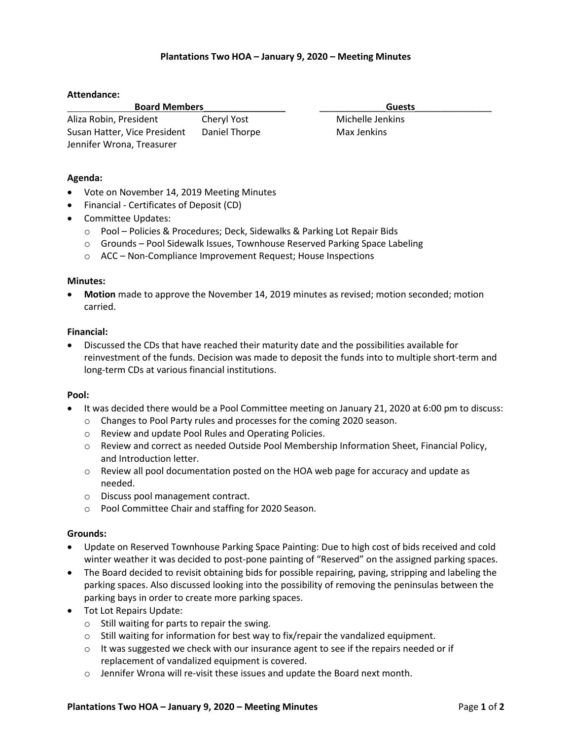**Plantations Two HOA – January 9, 2020 – Meeting Minutes**

**Attendance:**

| Board Members | | Guests |
|---|---|---|
| Aliza Robin, President | Cheryl Yost | Michelle Jenkins |
| Susan Hatter, Vice President | Daniel Thorpe | Max Jenkins |
| Jennifer Wrona, Treasurer | | |

**Agenda:**

- Vote on November 14, 2019 Meeting Minutes
- Financial - Certificates of Deposit (CD)
- Committee Updates:
  - Pool – Policies & Procedures; Deck, Sidewalks & Parking Lot Repair Bids
  - Grounds – Pool Sidewalk Issues, Townhouse Reserved Parking Space Labeling
  - ACC – Non-Compliance Improvement Request; House Inspections

**Minutes:**

- **Motion** made to approve the November 14, 2019 minutes as revised; motion seconded; motion carried.

**Financial:**

- Discussed the CDs that have reached their maturity date and the possibilities available for reinvestment of the funds. Decision was made to deposit the funds into to multiple short-term and long-term CDs at various financial institutions.

**Pool:**

- It was decided there would be a Pool Committee meeting on January 21, 2020 at 6:00 pm to discuss:
  - Changes to Pool Party rules and processes for the coming 2020 season.
  - Review and update Pool Rules and Operating Policies.
  - Review and correct as needed Outside Pool Membership Information Sheet, Financial Policy, and Introduction letter.
  - Review all pool documentation posted on the HOA web page for accuracy and update as needed.
  - Discuss pool management contract.
  - Pool Committee Chair and staffing for 2020 Season.

**Grounds:**

- Update on Reserved Townhouse Parking Space Painting: Due to high cost of bids received and cold winter weather it was decided to post-pone painting of "Reserved" on the assigned parking spaces.
- The Board decided to revisit obtaining bids for possible repairing, paving, stripping and labeling the parking spaces. Also discussed looking into the possibility of removing the peninsulas between the parking bays in order to create more parking spaces.
- Tot Lot Repairs Update:
  - Still waiting for parts to repair the swing.
  - Still waiting for information for best way to fix/repair the vandalized equipment.
  - It was suggested we check with our insurance agent to see if the repairs needed or if replacement of vandalized equipment is covered.
  - Jennifer Wrona will re-visit these issues and update the Board next month.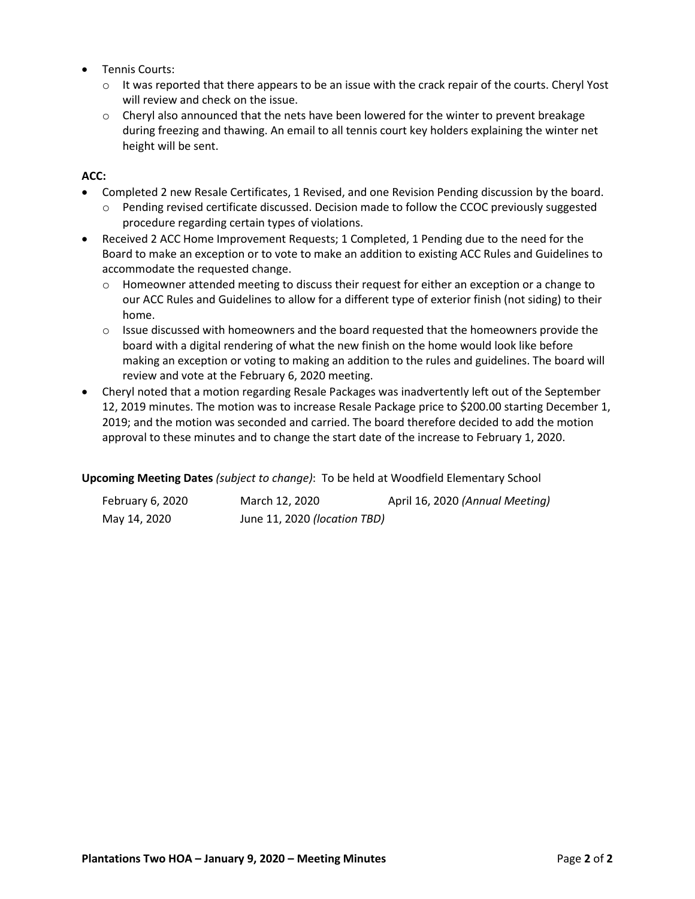- Tennis Courts:
  - It was reported that there appears to be an issue with the crack repair of the courts. Cheryl Yost will review and check on the issue.
  - Cheryl also announced that the nets have been lowered for the winter to prevent breakage during freezing and thawing. An email to all tennis court key holders explaining the winter net height will be sent.

**ACC:**

- Completed 2 new Resale Certificates, 1 Revised, and one Revision Pending discussion by the board.
  - Pending revised certificate discussed. Decision made to follow the CCOC previously suggested procedure regarding certain types of violations.
- Received 2 ACC Home Improvement Requests; 1 Completed, 1 Pending due to the need for the Board to make an exception or to vote to make an addition to existing ACC Rules and Guidelines to accommodate the requested change.
  - Homeowner attended meeting to discuss their request for either an exception or a change to our ACC Rules and Guidelines to allow for a different type of exterior finish (not siding) to their home.
  - Issue discussed with homeowners and the board requested that the homeowners provide the board with a digital rendering of what the new finish on the home would look like before making an exception or voting to making an addition to the rules and guidelines. The board will review and vote at the February 6, 2020 meeting.
- Cheryl noted that a motion regarding Resale Packages was inadvertently left out of the September 12, 2019 minutes. The motion was to increase Resale Package price to $200.00 starting December 1, 2019; and the motion was seconded and carried. The board therefore decided to add the motion approval to these minutes and to change the start date of the increase to February 1, 2020.

**Upcoming Meeting Dates** *(subject to change)*: To be held at Woodfield Elementary School

| | | |
|---|---|---|
| February 6, 2020 | March 12, 2020 | April 16, 2020 *(Annual Meeting)* |
| May 14, 2020 | June 11, 2020 *(location TBD)* | |